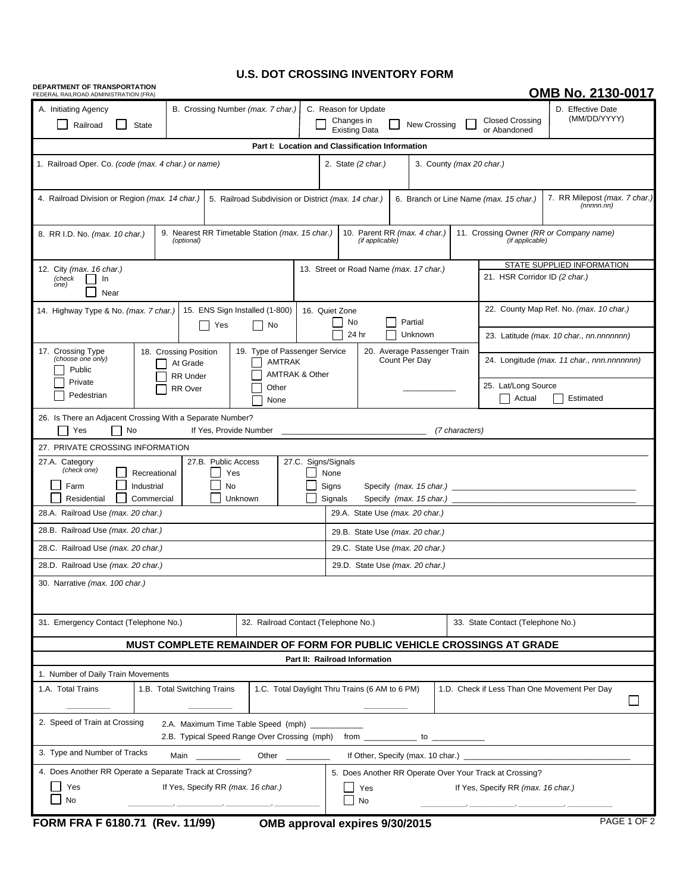# U.S. DOT CROSSING INVENTORY FORM

**DEPARTMENT OF TRANSPORTATION**
FEDERAL RAILROAD ADMINISTRATION (FRA)

**OMB No. 2130-0017**

| A. Initiating Agency | B. Crossing Number *(max. 7 char.)* | C. Reason for Update | D. Effective Date (MM/DD/YYYY) |
|---|---|---|---|
| ☐ Railroad ☐ State | | ☐ Changes in Existing Data ☐ New Crossing ☐ Closed Crossing or Abandoned | |

## Part I: Location and Classification Information

| 1. Railroad Oper. Co. *(code (max. 4 char.) or name)* | 2. State *(2 char.)* | 3. County *(max 20 char.)* | |
|---|---|---|---|
| | | | |

| 4. Railroad Division or Region *(max. 14 char.)* | 5. Railroad Subdivision or District *(max. 14 char.)* | 6. Branch or Line Name *(max. 15 char.)* | 7. RR Milepost *(max. 7 char.) (nnnnn.nn)* |
|---|---|---|---|
| | | | |

| 8. RR I.D. No. *(max. 10 char.)* | 9. Nearest RR Timetable Station *(max. 15 char.) (optional)* | 10. Parent RR *(max. 4 char.) (if applicable)* | 11. Crossing Owner *(RR or Company name) (if applicable)* |
|---|---|---|---|
| | | | |

| 12. City *(max. 16 char.)* *(check one)* ☐ In ☐ Near | 13. Street or Road Name *(max. 17 char.)* | STATE SUPPLIED INFORMATION 21. HSR Corridor ID *(2 char.)* |
|---|---|---|

| 14. Highway Type & No. *(max. 7 char.)* | 15. ENS Sign Installed (1-800) ☐ Yes ☐ No | 16. Quiet Zone ☐ No ☐ Partial ☐ 24 hr ☐ Unknown | 22. County Map Ref. No. *(max. 10 char.)* / 23. Latitude *(max. 10 char., nn.nnnnnnn)* |
|---|---|---|---|

| 17. Crossing Type *(choose one only)* | 18. Crossing Position | 19. Type of Passenger Service | 20. Average Passenger Train Count Per Day | 24. Longitude *(max. 11 char., nnn.nnnnnnn)* |
|---|---|---|---|---|
| ☐ Public ☐ Private ☐ Pedestrian | ☐ At Grade ☐ RR Under ☐ RR Over | ☐ AMTRAK ☐ AMTRAK & Other ☐ Other ☐ None | ___________ | 25. Lat/Long Source ☐ Actual ☐ Estimated |

26. Is There an Adjacent Crossing With a Separate Number?
☐ Yes ☐ No  If Yes, Provide Number ______________________________ *(7 characters)*

27. PRIVATE CROSSING INFORMATION

| 27.A. Category *(check one)* | 27.B. Public Access | 27.C. Signs/Signals |
|---|---|---|
| ☐ Farm ☐ Residential ☐ Recreational ☐ Industrial ☐ Commercial | ☐ Yes ☐ No ☐ Unknown | ☐ None ☐ Signs Specify *(max. 15 char.)* ______ ☐ Signals Specify *(max. 15 char.)* ______ |

| | |
|---|---|
| 28.A. Railroad Use *(max. 20 char.)* | 29.A. State Use *(max. 20 char.)* |
| 28.B. Railroad Use *(max. 20 char.)* | 29.B. State Use *(max. 20 char.)* |
| 28.C. Railroad Use *(max. 20 char.)* | 29.C. State Use *(max. 20 char.)* |
| 28.D. Railroad Use *(max. 20 char.)* | 29.D. State Use *(max. 20 char.)* |

30. Narrative *(max. 100 char.)*

| 31. Emergency Contact (Telephone No.) | 32. Railroad Contact (Telephone No.) | 33. State Contact (Telephone No.) |
|---|---|---|
| | | |

**MUST COMPLETE REMAINDER OF FORM FOR PUBLIC VEHICLE CROSSINGS AT GRADE**

## Part II: Railroad Information

1. Number of Daily Train Movements

| 1.A. Total Trains | 1.B. Total Switching Trains | 1.C. Total Daylight Thru Trains (6 AM to 6 PM) | 1.D. Check if Less Than One Movement Per Day |
|---|---|---|---|
| _________ | _________ | _________ | ☐ |

2. Speed of Train at Crossing
   2.A. Maximum Time Table Speed (mph) ___________
   2.B. Typical Speed Range Over Crossing (mph) from ___________ to ___________

3. Type and Number of Tracks  Main _________ Other _________ If Other, Specify (max. 10 char.) ______________________

| 4. Does Another RR Operate a Separate Track at Crossing? | 5. Does Another RR Operate Over Your Track at Crossing? |
|---|---|
| ☐ Yes ☐ No  If Yes, Specify RR *(max. 16 char.)* ________, ________, ________, ________ | ☐ Yes ☐ No  If Yes, Specify RR *(max. 16 char.)* ________, ________, ________, ________ |

**FORM FRA F 6180.71 (Rev. 11/99)**  **OMB approval expires 9/30/2015**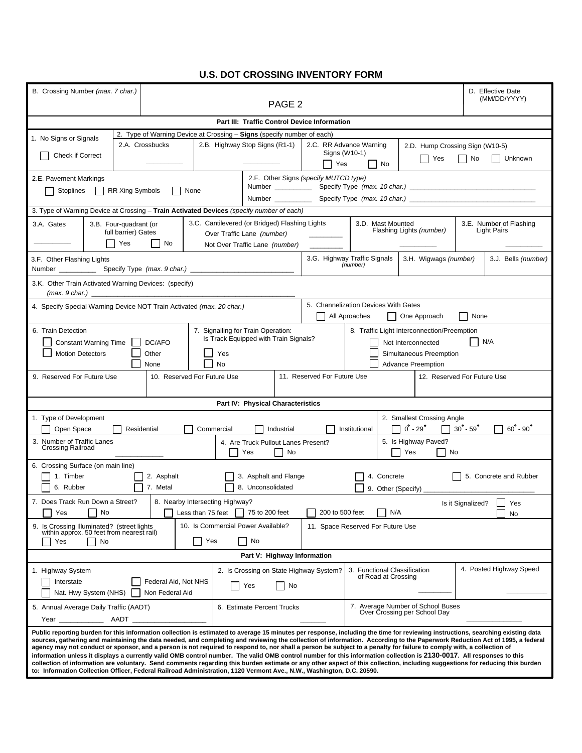# U.S. DOT CROSSING INVENTORY FORM

| B. Crossing Number *(max. 7 char.)* | PAGE 2 | D. Effective Date (MM/DD/YYYY) |
|---|---|---|
| | | |

## Part III: Traffic Control Device Information

**1. No Signs or Signals**
☐ Check if Correct

**2. Type of Warning Device at Crossing – Signs** (specify number of each)

- 2.A. Crossbucks ________
- 2.B. Highway Stop Signs (R1-1) ________
- 2.C. RR Advance Warning Signs (W10-1) ☐ Yes ☐ No
- 2.D. Hump Crossing Sign (W10-5) ☐ Yes ☐ No ☐ Unknown

**2.E. Pavement Markings**
☐ Stoplines ☐ RR Xing Symbols ☐ None

**2.F. Other Signs** *(specify MUTCD type)*
Number ________ Specify Type *(max. 10 char.)* ________________
Number ________ Specify Type *(max. 10 char.)* ________________

**3. Type of Warning Device at Crossing – Train Activated Devices** *(specify number of each)*

- 3.A. Gates ________
- 3.B. Four-quadrant (or full barrier) Gates ☐ Yes ☐ No
- 3.C. Cantilevered (or Bridged) Flashing Lights
  - Over Traffic Lane *(number)* ________
  - Not Over Traffic Lane *(number)* ________
- 3.D. Mast Mounted Flashing Lights *(number)* ________
- 3.E. Number of Flashing Light Pairs ________
- 3.F. Other Flashing Lights
  Number ________ Specify Type *(max. 9 char.)* ________________
- 3.G. Highway Traffic Signals *(number)*
- 3.H. Wigwags *(number)*
- 3.J. Bells *(number)*
- 3.K. Other Train Activated Warning Devices: (specify) *(max. 9 char.)* ________________

**4. Specify Special Warning Device NOT Train Activated** *(max. 20 char.)*

**5. Channelization Devices With Gates**
☐ All Aproaches ☐ One Approach ☐ None

**6. Train Detection**
☐ Constant Warning Time ☐ DC/AFO
☐ Motion Detectors ☐ Other
☐ None

**7. Signalling for Train Operation:** Is Track Equipped with Train Signals?
☐ Yes
☐ No

**8. Traffic Light Interconnection/Preemption**
☐ Not Interconnected ☐ N/A
☐ Simultaneous Preemption
☐ Advance Preemption

9. Reserved For Future Use
10. Reserved For Future Use
11. Reserved For Future Use
12. Reserved For Future Use

## Part IV: Physical Characteristics

**1. Type of Development**
☐ Open Space ☐ Residential ☐ Commercial ☐ Industrial ☐ Institutional

**2. Smallest Crossing Angle**
☐ 0° - 29° ☐ 30° - 59° ☐ 60° - 90°

**3. Number of Traffic Lanes Crossing Railroad** ________

**4. Are Truck Pullout Lanes Present?**
☐ Yes ☐ No

**5. Is Highway Paved?**
☐ Yes ☐ No

**6. Crossing Surface (on main line)**
☐ 1. Timber ☐ 2. Asphalt ☐ 3. Asphalt and Flange ☐ 4. Concrete ☐ 5. Concrete and Rubber
☐ 6. Rubber ☐ 7. Metal ☐ 8. Unconsolidated ☐ 9. Other (Specify) ________________

**7. Does Track Run Down a Street?**
☐ Yes ☐ No

**8. Nearby Intersecting Highway?**
☐ Less than 75 feet ☐ 75 to 200 feet ☐ 200 to 500 feet ☐ N/A
Is it Signalized? ☐ Yes ☐ No

**9. Is Crossing Illuminated?** (street lights within approx. 50 feet from nearest rail)
☐ Yes ☐ No

**10. Is Commercial Power Available?**
☐ Yes ☐ No

11. Space Reserved For Future Use

## Part V: Highway Information

**1. Highway System**
☐ Interstate ☐ Federal Aid, Not NHS
☐ Nat. Hwy System (NHS) ☐ Non Federal Aid

**2. Is Crossing on State Highway System?**
☐ Yes ☐ No

**3. Functional Classification of Road at Crossing** ________

**4. Posted Highway Speed** ________

**5. Annual Average Daily Traffic (AADT)**
Year ________ AADT ________________

**6. Estimate Percent Trucks** ________

**7. Average Number of School Buses Over Crossing per School Day** ________

**Public reporting burden for this information collection is estimated to average 15 minutes per response, including the time for reviewing instructions, searching existing data sources, gathering and maintaining the data needed, and completing and reviewing the collection of information. According to the Paperwork Reduction Act of 1995, a federal agency may not conduct or sponsor, and a person is not required to respond to, nor shall a person be subject to a penalty for failure to comply with, a collection of information unless it displays a currently valid OMB control number. The valid OMB control number for this information collection is 2130-0017. All responses to this collection of information are voluntary. Send comments regarding this burden estimate or any other aspect of this collection, including suggestions for reducing this burden to: Information Collection Officer, Federal Railroad Administration, 1120 Vermont Ave., N.W., Washington, D.C. 20590.**